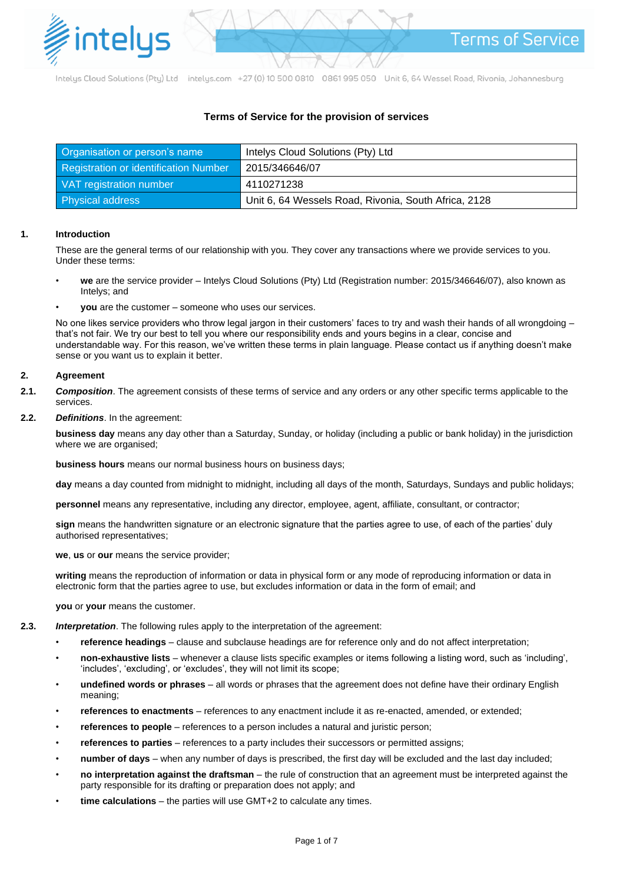Intelys Cloud Solutions (Pty) Ltd intelys.com +27 (0) 10 500 0810 0861 995 050 Unit 6, 64 Wessel Road, Rivonia, Johannesburg

## Terms of Service for the provision of services

| Organisation or person's name | Intelys Cloud Solutions (Pty) Ltd |
|---|---|
| Registration or identification Number | 2015/346646/07 |
| VAT registration number | 4110271238 |
| Physical address | Unit 6, 64 Wessels Road, Rivonia, South Africa, 2128 |

### 1. Introduction

These are the general terms of our relationship with you. They cover any transactions where we provide services to you. Under these terms:

- **we** are the service provider – Intelys Cloud Solutions (Pty) Ltd (Registration number: 2015/346646/07), also known as Intelys; and
- **you** are the customer – someone who uses our services.

No one likes service providers who throw legal jargon in their customers' faces to try and wash their hands of all wrongdoing – that's not fair. We try our best to tell you where our responsibility ends and yours begins in a clear, concise and understandable way. For this reason, we've written these terms in plain language. Please contact us if anything doesn't make sense or you want us to explain it better.

### 2. Agreement

**2.1.** ***Composition***. The agreement consists of these terms of service and any orders or any other specific terms applicable to the services.

**2.2.** ***Definitions***. In the agreement:

**business day** means any day other than a Saturday, Sunday, or holiday (including a public or bank holiday) in the jurisdiction where we are organised;

**business hours** means our normal business hours on business days;

**day** means a day counted from midnight to midnight, including all days of the month, Saturdays, Sundays and public holidays;

**personnel** means any representative, including any director, employee, agent, affiliate, consultant, or contractor;

**sign** means the handwritten signature or an electronic signature that the parties agree to use, of each of the parties' duly authorised representatives;

**we**, **us** or **our** means the service provider;

**writing** means the reproduction of information or data in physical form or any mode of reproducing information or data in electronic form that the parties agree to use, but excludes information or data in the form of email; and

**you** or **your** means the customer.

**2.3.** ***Interpretation***. The following rules apply to the interpretation of the agreement:

- **reference headings** – clause and subclause headings are for reference only and do not affect interpretation;
- **non-exhaustive lists** – whenever a clause lists specific examples or items following a listing word, such as 'including', 'includes', 'excluding', or 'excludes', they will not limit its scope;
- **undefined words or phrases** – all words or phrases that the agreement does not define have their ordinary English meaning;
- **references to enactments** – references to any enactment include it as re-enacted, amended, or extended;
- **references to people** – references to a person includes a natural and juristic person;
- **references to parties** – references to a party includes their successors or permitted assigns;
- **number of days** – when any number of days is prescribed, the first day will be excluded and the last day included;
- **no interpretation against the draftsman** – the rule of construction that an agreement must be interpreted against the party responsible for its drafting or preparation does not apply; and
- **time calculations** – the parties will use GMT+2 to calculate any times.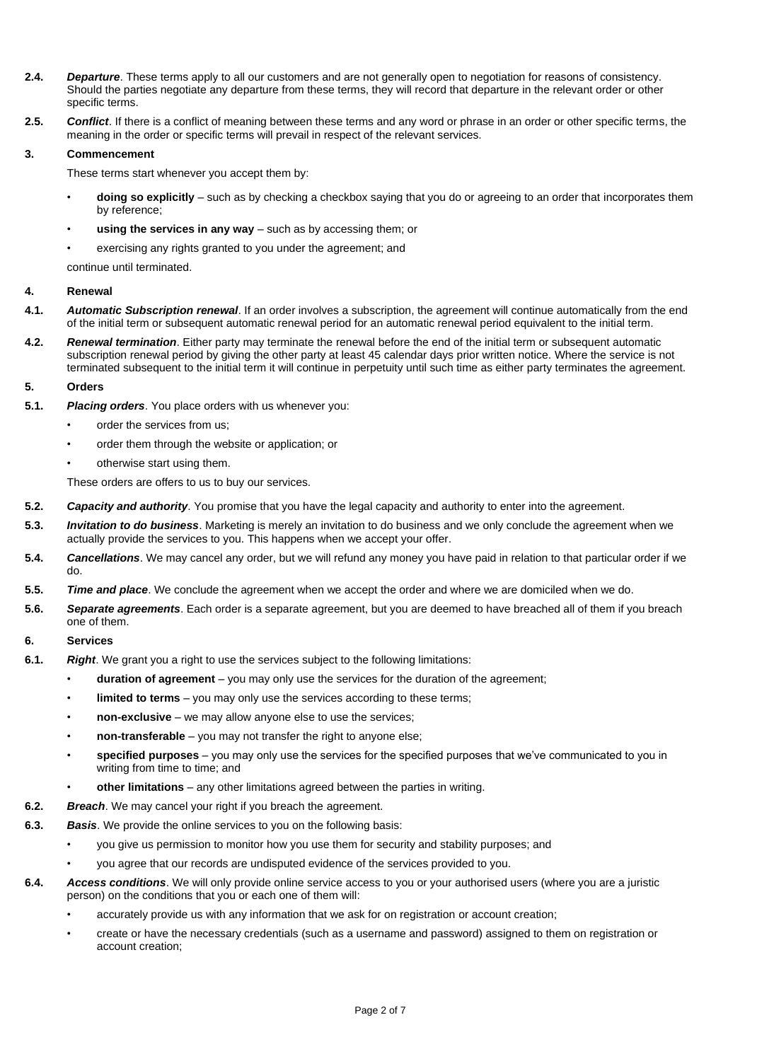**2.4.** ***Departure***. These terms apply to all our customers and are not generally open to negotiation for reasons of consistency. Should the parties negotiate any departure from these terms, they will record that departure in the relevant order or other specific terms.

**2.5.** ***Conflict***. If there is a conflict of meaning between these terms and any word or phrase in an order or other specific terms, the meaning in the order or specific terms will prevail in respect of the relevant services.

## 3. Commencement

These terms start whenever you accept them by:

- **doing so explicitly** – such as by checking a checkbox saying that you do or agreeing to an order that incorporates them by reference;
- **using the services in any way** – such as by accessing them; or
- exercising any rights granted to you under the agreement; and

continue until terminated.

## 4. Renewal

**4.1.** ***Automatic Subscription renewal***. If an order involves a subscription, the agreement will continue automatically from the end of the initial term or subsequent automatic renewal period for an automatic renewal period equivalent to the initial term.

**4.2.** ***Renewal termination***. Either party may terminate the renewal before the end of the initial term or subsequent automatic subscription renewal period by giving the other party at least 45 calendar days prior written notice. Where the service is not terminated subsequent to the initial term it will continue in perpetuity until such time as either party terminates the agreement.

## 5. Orders

**5.1.** ***Placing orders***. You place orders with us whenever you:

- order the services from us;
- order them through the website or application; or
- otherwise start using them.

These orders are offers to us to buy our services.

**5.2.** ***Capacity and authority***. You promise that you have the legal capacity and authority to enter into the agreement.

**5.3.** ***Invitation to do business***. Marketing is merely an invitation to do business and we only conclude the agreement when we actually provide the services to you. This happens when we accept your offer.

**5.4.** ***Cancellations***. We may cancel any order, but we will refund any money you have paid in relation to that particular order if we do.

**5.5.** ***Time and place***. We conclude the agreement when we accept the order and where we are domiciled when we do.

**5.6.** ***Separate agreements***. Each order is a separate agreement, but you are deemed to have breached all of them if you breach one of them.

## 6. Services

**6.1.** ***Right***. We grant you a right to use the services subject to the following limitations:

- **duration of agreement** – you may only use the services for the duration of the agreement;
- **limited to terms** – you may only use the services according to these terms;
- **non-exclusive** – we may allow anyone else to use the services;
- **non-transferable** – you may not transfer the right to anyone else;
- **specified purposes** – you may only use the services for the specified purposes that we've communicated to you in writing from time to time; and
- **other limitations** – any other limitations agreed between the parties in writing.

**6.2.** ***Breach***. We may cancel your right if you breach the agreement.

**6.3.** ***Basis***. We provide the online services to you on the following basis:

- you give us permission to monitor how you use them for security and stability purposes; and
- you agree that our records are undisputed evidence of the services provided to you.

**6.4.** ***Access conditions***. We will only provide online service access to you or your authorised users (where you are a juristic person) on the conditions that you or each one of them will:

- accurately provide us with any information that we ask for on registration or account creation;
- create or have the necessary credentials (such as a username and password) assigned to them on registration or account creation;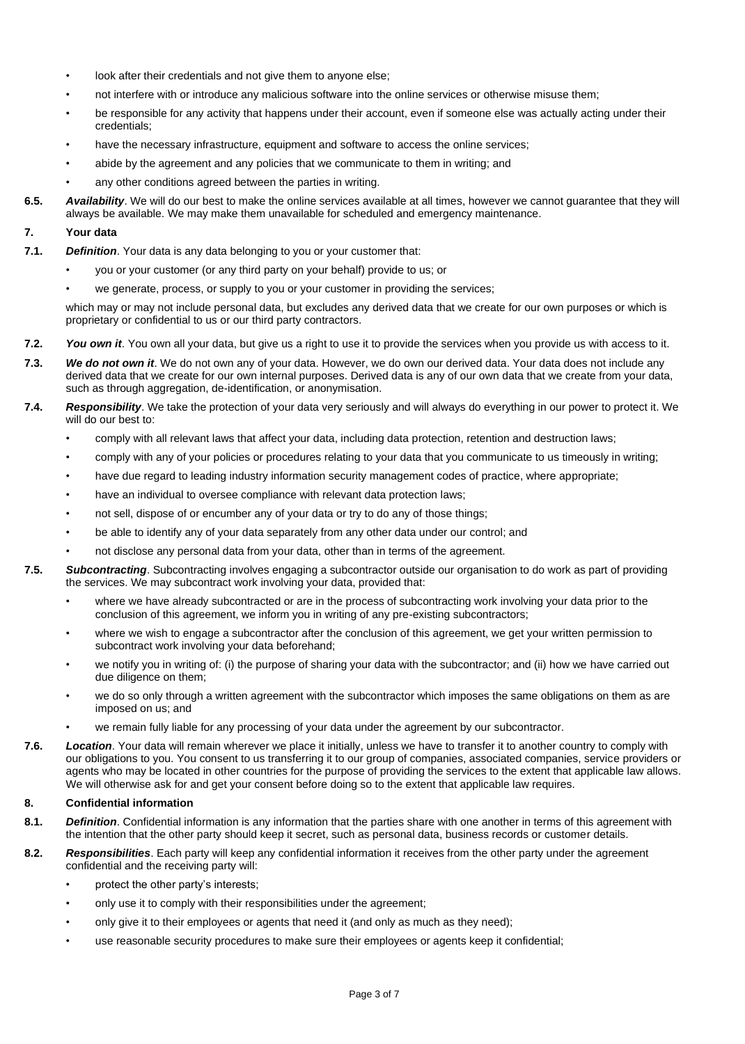- look after their credentials and not give them to anyone else;
- not interfere with or introduce any malicious software into the online services or otherwise misuse them;
- be responsible for any activity that happens under their account, even if someone else was actually acting under their credentials;
- have the necessary infrastructure, equipment and software to access the online services;
- abide by the agreement and any policies that we communicate to them in writing; and
- any other conditions agreed between the parties in writing.

**6.5.** ***Availability***. We will do our best to make the online services available at all times, however we cannot guarantee that they will always be available. We may make them unavailable for scheduled and emergency maintenance.

## 7. Your data

**7.1.** ***Definition***. Your data is any data belonging to you or your customer that:

- you or your customer (or any third party on your behalf) provide to us; or
- we generate, process, or supply to you or your customer in providing the services;

which may or may not include personal data, but excludes any derived data that we create for our own purposes or which is proprietary or confidential to us or our third party contractors.

**7.2.** ***You own it***. You own all your data, but give us a right to use it to provide the services when you provide us with access to it.

**7.3.** ***We do not own it***. We do not own any of your data. However, we do own our derived data. Your data does not include any derived data that we create for our own internal purposes. Derived data is any of our own data that we create from your data, such as through aggregation, de-identification, or anonymisation.

**7.4.** ***Responsibility***. We take the protection of your data very seriously and will always do everything in our power to protect it. We will do our best to:

- comply with all relevant laws that affect your data, including data protection, retention and destruction laws;
- comply with any of your policies or procedures relating to your data that you communicate to us timeously in writing;
- have due regard to leading industry information security management codes of practice, where appropriate;
- have an individual to oversee compliance with relevant data protection laws;
- not sell, dispose of or encumber any of your data or try to do any of those things;
- be able to identify any of your data separately from any other data under our control; and
- not disclose any personal data from your data, other than in terms of the agreement.

**7.5.** ***Subcontracting***. Subcontracting involves engaging a subcontractor outside our organisation to do work as part of providing the services. We may subcontract work involving your data, provided that:

- where we have already subcontracted or are in the process of subcontracting work involving your data prior to the conclusion of this agreement, we inform you in writing of any pre-existing subcontractors;
- where we wish to engage a subcontractor after the conclusion of this agreement, we get your written permission to subcontract work involving your data beforehand;
- we notify you in writing of: (i) the purpose of sharing your data with the subcontractor; and (ii) how we have carried out due diligence on them;
- we do so only through a written agreement with the subcontractor which imposes the same obligations on them as are imposed on us; and
- we remain fully liable for any processing of your data under the agreement by our subcontractor.

**7.6.** ***Location***. Your data will remain wherever we place it initially, unless we have to transfer it to another country to comply with our obligations to you. You consent to us transferring it to our group of companies, associated companies, service providers or agents who may be located in other countries for the purpose of providing the services to the extent that applicable law allows. We will otherwise ask for and get your consent before doing so to the extent that applicable law requires.

## 8. Confidential information

**8.1.** ***Definition***. Confidential information is any information that the parties share with one another in terms of this agreement with the intention that the other party should keep it secret, such as personal data, business records or customer details.

**8.2.** ***Responsibilities***. Each party will keep any confidential information it receives from the other party under the agreement confidential and the receiving party will:

- protect the other party's interests;
- only use it to comply with their responsibilities under the agreement;
- only give it to their employees or agents that need it (and only as much as they need);
- use reasonable security procedures to make sure their employees or agents keep it confidential;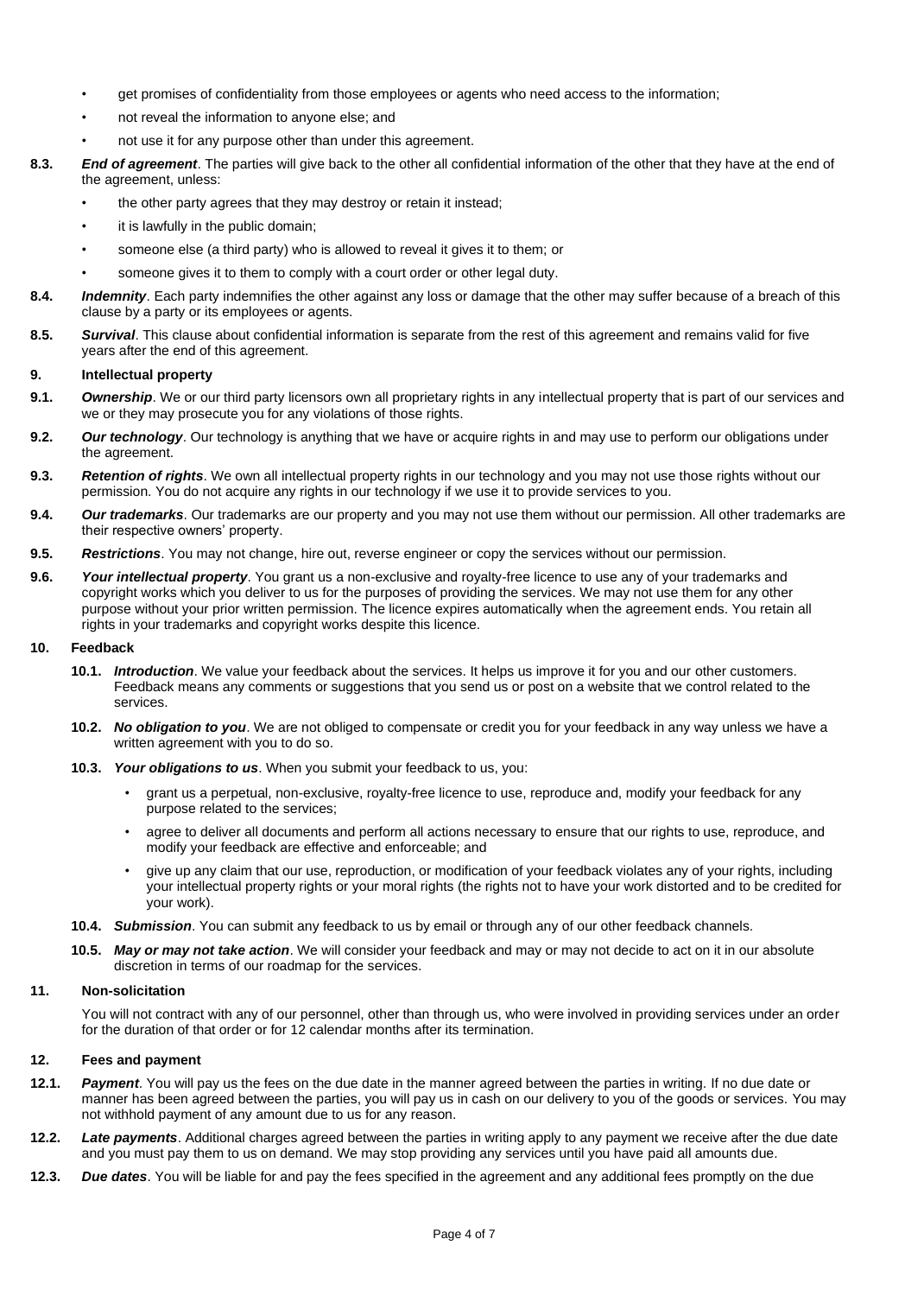- get promises of confidentiality from those employees or agents who need access to the information;
- not reveal the information to anyone else; and
- not use it for any purpose other than under this agreement.

**8.3.** ***End of agreement***. The parties will give back to the other all confidential information of the other that they have at the end of the agreement, unless:

- the other party agrees that they may destroy or retain it instead;
- it is lawfully in the public domain;
- someone else (a third party) who is allowed to reveal it gives it to them; or
- someone gives it to them to comply with a court order or other legal duty.

**8.4.** ***Indemnity***. Each party indemnifies the other against any loss or damage that the other may suffer because of a breach of this clause by a party or its employees or agents.

**8.5.** ***Survival***. This clause about confidential information is separate from the rest of this agreement and remains valid for five years after the end of this agreement.

## 9. Intellectual property

**9.1.** ***Ownership***. We or our third party licensors own all proprietary rights in any intellectual property that is part of our services and we or they may prosecute you for any violations of those rights.

**9.2.** ***Our technology***. Our technology is anything that we have or acquire rights in and may use to perform our obligations under the agreement.

**9.3.** ***Retention of rights***. We own all intellectual property rights in our technology and you may not use those rights without our permission. You do not acquire any rights in our technology if we use it to provide services to you.

**9.4.** ***Our trademarks***. Our trademarks are our property and you may not use them without our permission. All other trademarks are their respective owners' property.

**9.5.** ***Restrictions***. You may not change, hire out, reverse engineer or copy the services without our permission.

**9.6.** ***Your intellectual property***. You grant us a non-exclusive and royalty-free licence to use any of your trademarks and copyright works which you deliver to us for the purposes of providing the services. We may not use them for any other purpose without your prior written permission. The licence expires automatically when the agreement ends. You retain all rights in your trademarks and copyright works despite this licence.

## 10. Feedback

**10.1.** ***Introduction***. We value your feedback about the services. It helps us improve it for you and our other customers. Feedback means any comments or suggestions that you send us or post on a website that we control related to the services.

**10.2.** ***No obligation to you***. We are not obliged to compensate or credit you for your feedback in any way unless we have a written agreement with you to do so.

**10.3.** ***Your obligations to us***. When you submit your feedback to us, you:

- grant us a perpetual, non-exclusive, royalty-free licence to use, reproduce and, modify your feedback for any purpose related to the services;
- agree to deliver all documents and perform all actions necessary to ensure that our rights to use, reproduce, and modify your feedback are effective and enforceable; and
- give up any claim that our use, reproduction, or modification of your feedback violates any of your rights, including your intellectual property rights or your moral rights (the rights not to have your work distorted and to be credited for your work).

**10.4.** ***Submission***. You can submit any feedback to us by email or through any of our other feedback channels.

**10.5.** ***May or may not take action***. We will consider your feedback and may or may not decide to act on it in our absolute discretion in terms of our roadmap for the services.

## 11. Non-solicitation

You will not contract with any of our personnel, other than through us, who were involved in providing services under an order for the duration of that order or for 12 calendar months after its termination.

## 12. Fees and payment

**12.1.** ***Payment***. You will pay us the fees on the due date in the manner agreed between the parties in writing. If no due date or manner has been agreed between the parties, you will pay us in cash on our delivery to you of the goods or services. You may not withhold payment of any amount due to us for any reason.

**12.2.** ***Late payments***. Additional charges agreed between the parties in writing apply to any payment we receive after the due date and you must pay them to us on demand. We may stop providing any services until you have paid all amounts due.

**12.3.** ***Due dates***. You will be liable for and pay the fees specified in the agreement and any additional fees promptly on the due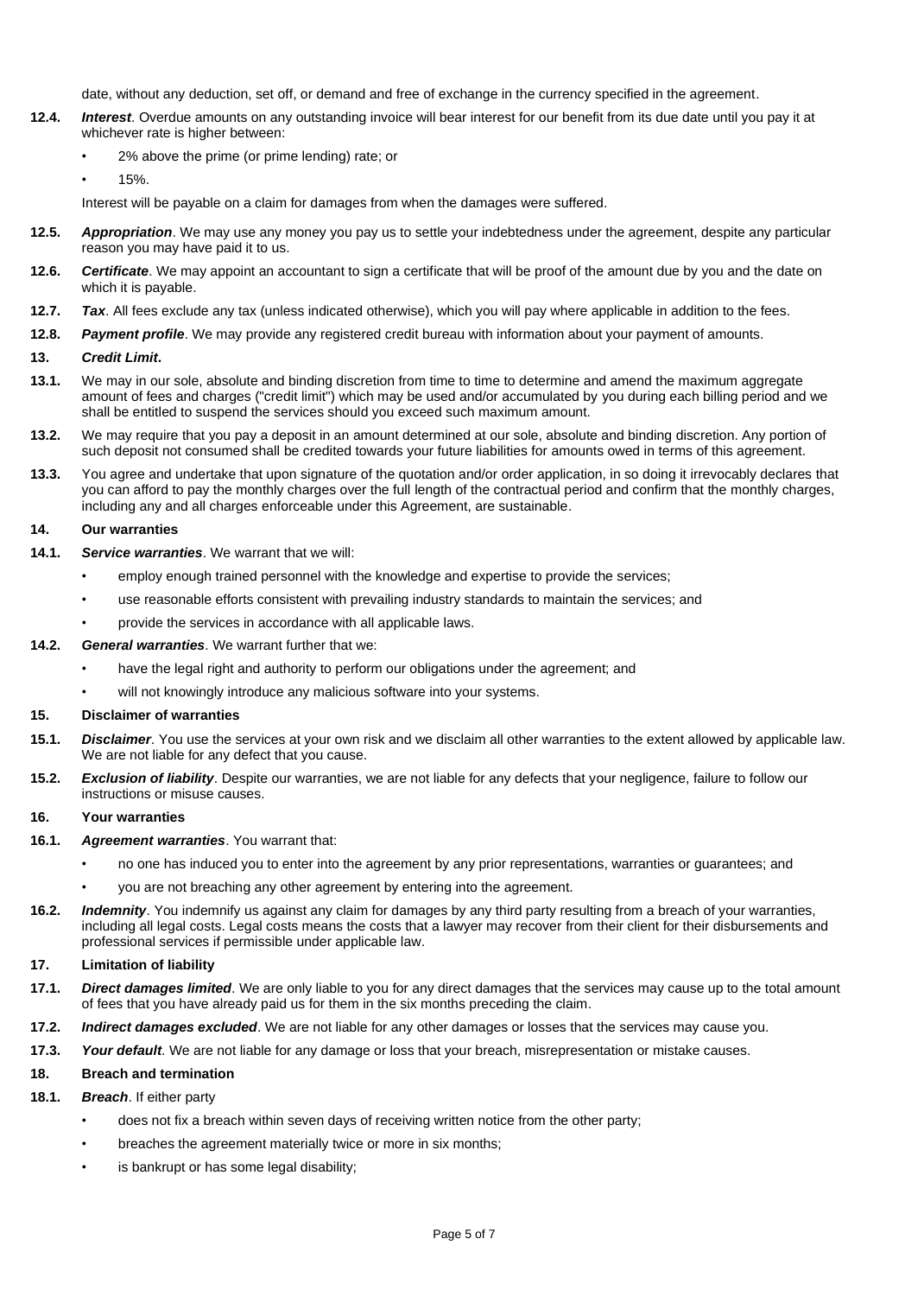date, without any deduction, set off, or demand and free of exchange in the currency specified in the agreement.

**12.4.** ***Interest***. Overdue amounts on any outstanding invoice will bear interest for our benefit from its due date until you pay it at whichever rate is higher between:

- 2% above the prime (or prime lending) rate; or
- 15%.

Interest will be payable on a claim for damages from when the damages were suffered.

**12.5.** ***Appropriation***. We may use any money you pay us to settle your indebtedness under the agreement, despite any particular reason you may have paid it to us.

**12.6.** ***Certificate***. We may appoint an accountant to sign a certificate that will be proof of the amount due by you and the date on which it is payable.

**12.7.** ***Tax***. All fees exclude any tax (unless indicated otherwise), which you will pay where applicable in addition to the fees.

**12.8.** ***Payment profile***. We may provide any registered credit bureau with information about your payment of amounts.

**13.** ***Credit Limit*.**

**13.1.** We may in our sole, absolute and binding discretion from time to time to determine and amend the maximum aggregate amount of fees and charges ("credit limit") which may be used and/or accumulated by you during each billing period and we shall be entitled to suspend the services should you exceed such maximum amount.

**13.2.** We may require that you pay a deposit in an amount determined at our sole, absolute and binding discretion. Any portion of such deposit not consumed shall be credited towards your future liabilities for amounts owed in terms of this agreement.

**13.3.** You agree and undertake that upon signature of the quotation and/or order application, in so doing it irrevocably declares that you can afford to pay the monthly charges over the full length of the contractual period and confirm that the monthly charges, including any and all charges enforceable under this Agreement, are sustainable.

**14. Our warranties**

**14.1.** ***Service warranties***. We warrant that we will:

- employ enough trained personnel with the knowledge and expertise to provide the services;
- use reasonable efforts consistent with prevailing industry standards to maintain the services; and
- provide the services in accordance with all applicable laws.

**14.2.** ***General warranties***. We warrant further that we:

- have the legal right and authority to perform our obligations under the agreement; and
- will not knowingly introduce any malicious software into your systems.

**15. Disclaimer of warranties**

**15.1.** ***Disclaimer***. You use the services at your own risk and we disclaim all other warranties to the extent allowed by applicable law. We are not liable for any defect that you cause.

**15.2.** ***Exclusion of liability***. Despite our warranties, we are not liable for any defects that your negligence, failure to follow our instructions or misuse causes.

**16. Your warranties**

**16.1.** ***Agreement warranties***. You warrant that:

- no one has induced you to enter into the agreement by any prior representations, warranties or guarantees; and
- you are not breaching any other agreement by entering into the agreement.

**16.2.** ***Indemnity***. You indemnify us against any claim for damages by any third party resulting from a breach of your warranties, including all legal costs. Legal costs means the costs that a lawyer may recover from their client for their disbursements and professional services if permissible under applicable law.

**17. Limitation of liability**

**17.1.** ***Direct damages limited***. We are only liable to you for any direct damages that the services may cause up to the total amount of fees that you have already paid us for them in the six months preceding the claim.

**17.2.** ***Indirect damages excluded***. We are not liable for any other damages or losses that the services may cause you.

**17.3.** ***Your default***. We are not liable for any damage or loss that your breach, misrepresentation or mistake causes.

**18. Breach and termination**

**18.1.** ***Breach***. If either party

- does not fix a breach within seven days of receiving written notice from the other party;
- breaches the agreement materially twice or more in six months;
- is bankrupt or has some legal disability;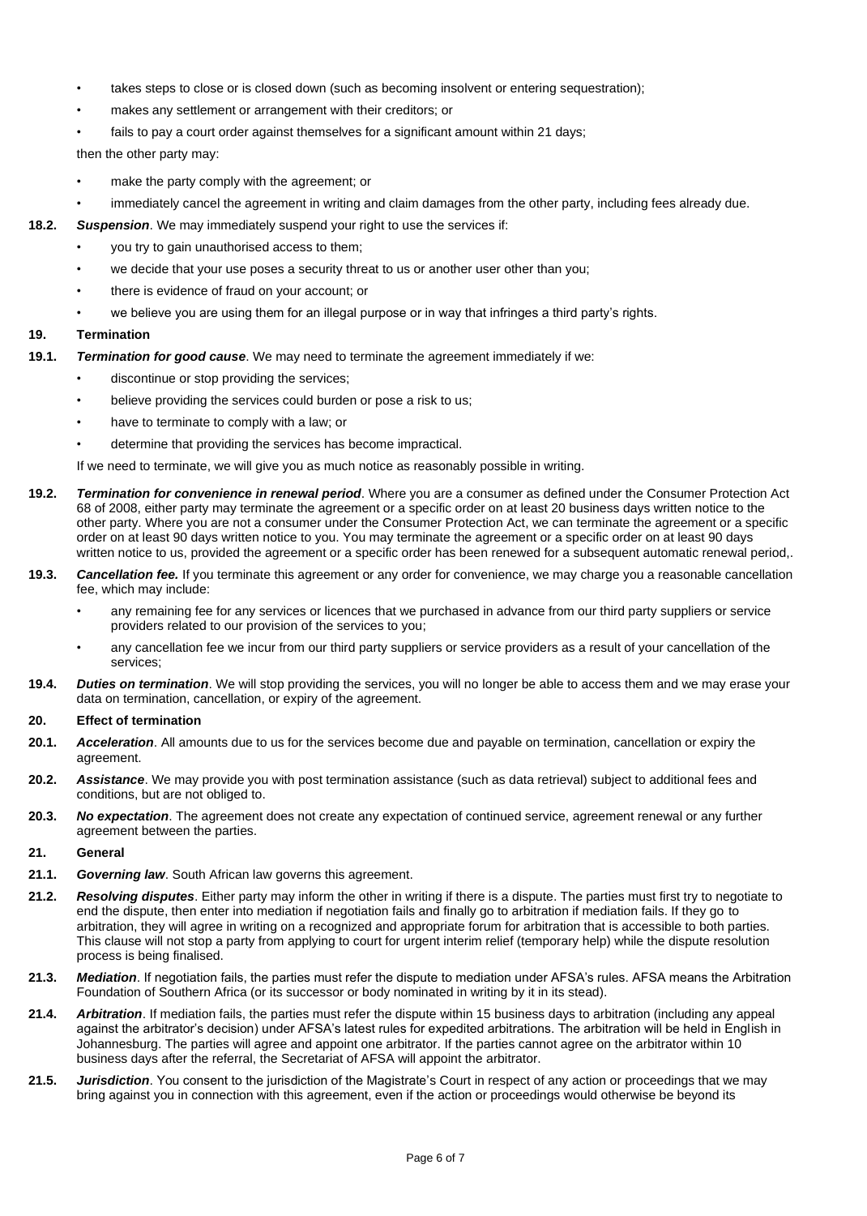- takes steps to close or is closed down (such as becoming insolvent or entering sequestration);
- makes any settlement or arrangement with their creditors; or
- fails to pay a court order against themselves for a significant amount within 21 days;

then the other party may:

- make the party comply with the agreement; or
- immediately cancel the agreement in writing and claim damages from the other party, including fees already due.

**18.2.** ***Suspension***. We may immediately suspend your right to use the services if:

- you try to gain unauthorised access to them;
- we decide that your use poses a security threat to us or another user other than you;
- there is evidence of fraud on your account; or
- we believe you are using them for an illegal purpose or in way that infringes a third party's rights.

## 19. Termination

**19.1.** ***Termination for good cause***. We may need to terminate the agreement immediately if we:

- discontinue or stop providing the services;
- believe providing the services could burden or pose a risk to us;
- have to terminate to comply with a law; or
- determine that providing the services has become impractical.

If we need to terminate, we will give you as much notice as reasonably possible in writing.

**19.2.** ***Termination for convenience in renewal period***. Where you are a consumer as defined under the Consumer Protection Act 68 of 2008, either party may terminate the agreement or a specific order on at least 20 business days written notice to the other party. Where you are not a consumer under the Consumer Protection Act, we can terminate the agreement or a specific order on at least 90 days written notice to you. You may terminate the agreement or a specific order on at least 90 days written notice to us, provided the agreement or a specific order has been renewed for a subsequent automatic renewal period,.

**19.3.** ***Cancellation fee.*** If you terminate this agreement or any order for convenience, we may charge you a reasonable cancellation fee, which may include:

- any remaining fee for any services or licences that we purchased in advance from our third party suppliers or service providers related to our provision of the services to you;
- any cancellation fee we incur from our third party suppliers or service providers as a result of your cancellation of the services;

**19.4.** ***Duties on termination***. We will stop providing the services, you will no longer be able to access them and we may erase your data on termination, cancellation, or expiry of the agreement.

## 20. Effect of termination

**20.1.** ***Acceleration***. All amounts due to us for the services become due and payable on termination, cancellation or expiry the agreement.

**20.2.** ***Assistance***. We may provide you with post termination assistance (such as data retrieval) subject to additional fees and conditions, but are not obliged to.

**20.3.** ***No expectation***. The agreement does not create any expectation of continued service, agreement renewal or any further agreement between the parties.

## 21. General

**21.1.** ***Governing law***. South African law governs this agreement.

**21.2.** ***Resolving disputes***. Either party may inform the other in writing if there is a dispute. The parties must first try to negotiate to end the dispute, then enter into mediation if negotiation fails and finally go to arbitration if mediation fails. If they go to arbitration, they will agree in writing on a recognized and appropriate forum for arbitration that is accessible to both parties. This clause will not stop a party from applying to court for urgent interim relief (temporary help) while the dispute resolution process is being finalised.

**21.3.** ***Mediation***. If negotiation fails, the parties must refer the dispute to mediation under AFSA's rules. AFSA means the Arbitration Foundation of Southern Africa (or its successor or body nominated in writing by it in its stead).

**21.4.** ***Arbitration***. If mediation fails, the parties must refer the dispute within 15 business days to arbitration (including any appeal against the arbitrator's decision) under AFSA's latest rules for expedited arbitrations. The arbitration will be held in English in Johannesburg. The parties will agree and appoint one arbitrator. If the parties cannot agree on the arbitrator within 10 business days after the referral, the Secretariat of AFSA will appoint the arbitrator.

**21.5.** ***Jurisdiction***. You consent to the jurisdiction of the Magistrate's Court in respect of any action or proceedings that we may bring against you in connection with this agreement, even if the action or proceedings would otherwise be beyond its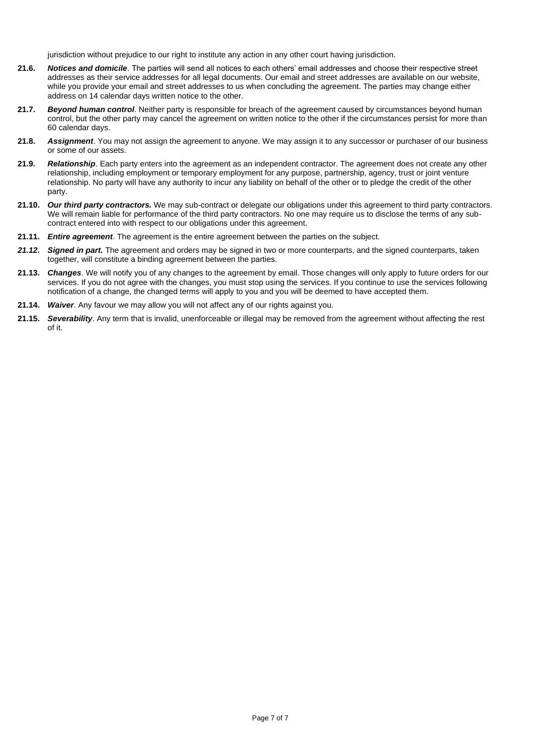jurisdiction without prejudice to our right to institute any action in any other court having jurisdiction.

**21.6.** ***Notices and domicile***. The parties will send all notices to each others' email addresses and choose their respective street addresses as their service addresses for all legal documents. Our email and street addresses are available on our website, while you provide your email and street addresses to us when concluding the agreement. The parties may change either address on 14 calendar days written notice to the other.

**21.7.** ***Beyond human control***. Neither party is responsible for breach of the agreement caused by circumstances beyond human control, but the other party may cancel the agreement on written notice to the other if the circumstances persist for more than 60 calendar days.

**21.8.** ***Assignment***. You may not assign the agreement to anyone. We may assign it to any successor or purchaser of our business or some of our assets.

**21.9.** ***Relationship***. Each party enters into the agreement as an independent contractor. The agreement does not create any other relationship, including employment or temporary employment for any purpose, partnership, agency, trust or joint venture relationship. No party will have any authority to incur any liability on behalf of the other or to pledge the credit of the other party.

**21.10.** ***Our third party contractors.*** We may sub-contract or delegate our obligations under this agreement to third party contractors. We will remain liable for performance of the third party contractors. No one may require us to disclose the terms of any sub-contract entered into with respect to our obligations under this agreement.

**21.11.** ***Entire agreement***. The agreement is the entire agreement between the parties on the subject.

***21.12.*** ***Signed in part.*** The agreement and orders may be signed in two or more counterparts, and the signed counterparts, taken together, will constitute a binding agreement between the parties.

**21.13.** ***Changes***. We will notify you of any changes to the agreement by email. Those changes will only apply to future orders for our services. If you do not agree with the changes, you must stop using the services. If you continue to use the services following notification of a change, the changed terms will apply to you and you will be deemed to have accepted them.

**21.14.** ***Waiver***. Any favour we may allow you will not affect any of our rights against you.

**21.15.** ***Severability***. Any term that is invalid, unenforceable or illegal may be removed from the agreement without affecting the rest of it.